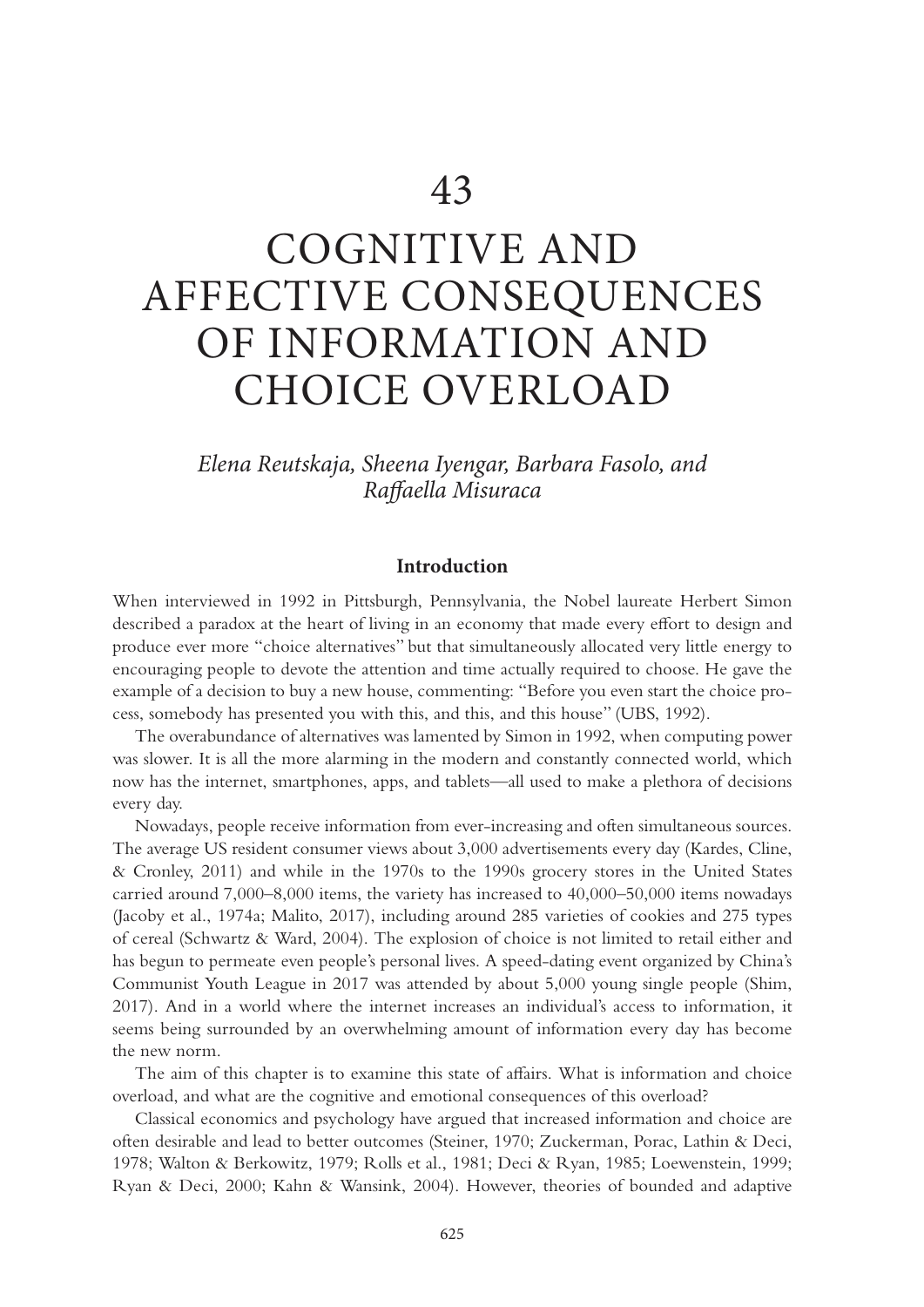# 43

# COGNITIVE AND AFFECTIVE CONSEQUENCES OF INFORMATION AND CHOICE OVERLOAD

*Elena Reutskaja, Sheena Iyengar, Barbara Fasolo, and Raffaella Misuraca*

## Introduction

When interviewed in 1992 in Pittsburgh, Pennsylvania, the Nobel laureate Herbert Simon described a paradox at the heart of living in an economy that made every effort to design and produce ever more "choice alternatives" but that simultaneously allocated very little energy to encouraging people to devote the attention and time actually required to choose. He gave the example of a decision to buy a new house, commenting: "Before you even start the choice process, somebody has presented you with this, and this, and this house" (UBS, 1992).

The overabundance of alternatives was lamented by Simon in 1992, when computing power was slower. It is all the more alarming in the modern and constantly connected world, which now has the internet, smartphones, apps, and tablets—all used to make a plethora of decisions every day.

Nowadays, people receive information from ever-increasing and often simultaneous sources. The average US resident consumer views about 3,000 advertisements every day (Kardes, Cline, & Cronley, 2011) and while in the 1970s to the 1990s grocery stores in the United States carried around 7,000–8,000 items, the variety has increased to 40,000–50,000 items nowadays (Jacoby et al., 1974a; Malito, 2017), including around 285 varieties of cookies and 275 types of cereal (Schwartz & Ward, 2004). The explosion of choice is not limited to retail either and has begun to permeate even people's personal lives. A speed-dating event organized by China's Communist Youth League in 2017 was attended by about 5,000 young single people (Shim, 2017). And in a world where the internet increases an individual's access to information, it seems being surrounded by an overwhelming amount of information every day has become the new norm.

The aim of this chapter is to examine this state of affairs. What is information and choice overload, and what are the cognitive and emotional consequences of this overload?

Classical economics and psychology have argued that increased information and choice are often desirable and lead to better outcomes (Steiner, 1970; Zuckerman, Porac, Lathin & Deci, 1978; Walton & Berkowitz, 1979; Rolls et al., 1981; Deci & Ryan, 1985; Loewenstein, 1999; Ryan & Deci, 2000; Kahn & Wansink, 2004). However, theories of bounded and adaptive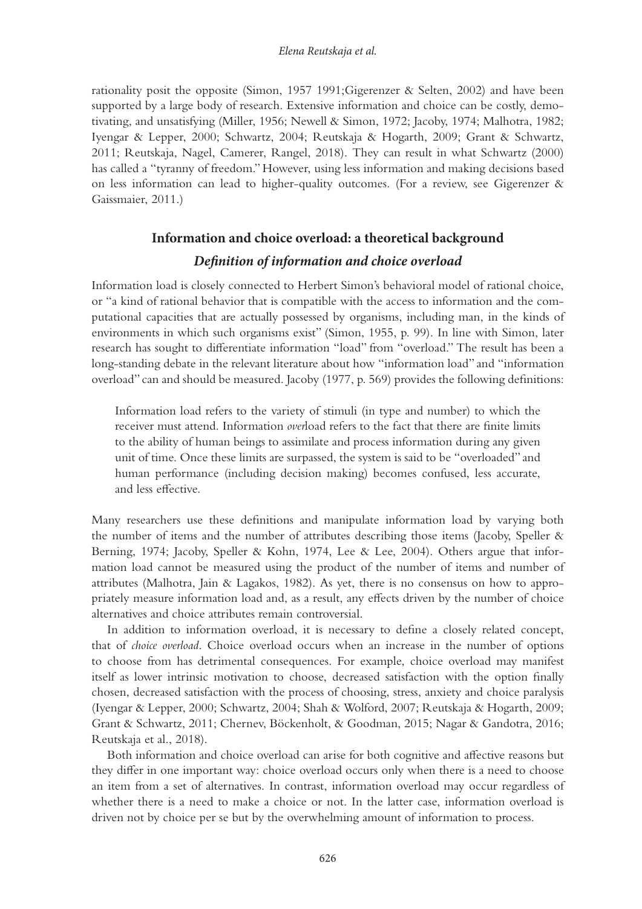rationality posit the opposite (Simon, 1957 1991;Gigerenzer & Selten, 2002) and have been supported by a large body of research. Extensive information and choice can be costly, demotivating, and unsatisfying (Miller, 1956; Newell & Simon, 1972; Jacoby, 1974; Malhotra, 1982; Iyengar & Lepper, 2000; Schwartz, 2004; Reutskaja & Hogarth, 2009; Grant & Schwartz, 2011; Reutskaja, Nagel, Camerer, Rangel, 2018). They can result in what Schwartz (2000) has called a "tyranny of freedom." However, using less information and making decisions based on less information can lead to higher-quality outcomes. (For a review, see Gigerenzer & Gaissmaier, 2011.)

## Information and choice overload: a theoretical background

### *Definition of information and choice overload*

Information load is closely connected to Herbert Simon's behavioral model of rational choice, or "a kind of rational behavior that is compatible with the access to information and the computational capacities that are actually possessed by organisms, including man, in the kinds of environments in which such organisms exist" (Simon, 1955, p. 99). In line with Simon, later research has sought to differentiate information "load" from "overload." The result has been a long-standing debate in the relevant literature about how "information load" and "information overload" can and should be measured. Jacoby (1977, p. 569) provides the following definitions:

> Information load refers to the variety of stimuli (in type and number) to which the receiver must attend. Information *over*load refers to the fact that there are finite limits to the ability of human beings to assimilate and process information during any given unit of time. Once these limits are surpassed, the system is said to be "overloaded" and human performance (including decision making) becomes confused, less accurate, and less effective.

Many researchers use these definitions and manipulate information load by varying both the number of items and the number of attributes describing those items (Jacoby, Speller & Berning, 1974; Jacoby, Speller & Kohn, 1974, Lee & Lee, 2004). Others argue that information load cannot be measured using the product of the number of items and number of attributes (Malhotra, Jain & Lagakos, 1982). As yet, there is no consensus on how to appropriately measure information load and, as a result, any effects driven by the number of choice alternatives and choice attributes remain controversial.

In addition to information overload, it is necessary to define a closely related concept, that of *choice overload*. Choice overload occurs when an increase in the number of options to choose from has detrimental consequences. For example, choice overload may manifest itself as lower intrinsic motivation to choose, decreased satisfaction with the option finally chosen, decreased satisfaction with the process of choosing, stress, anxiety and choice paralysis (Iyengar & Lepper, 2000; Schwartz, 2004; Shah & Wolford, 2007; Reutskaja & Hogarth, 2009; Grant & Schwartz, 2011; Chernev, Böckenholt, & Goodman, 2015; Nagar & Gandotra, 2016; Reutskaja et al., 2018).

Both information and choice overload can arise for both cognitive and affective reasons but they differ in one important way: choice overload occurs only when there is a need to choose an item from a set of alternatives. In contrast, information overload may occur regardless of whether there is a need to make a choice or not. In the latter case, information overload is driven not by choice per se but by the overwhelming amount of information to process.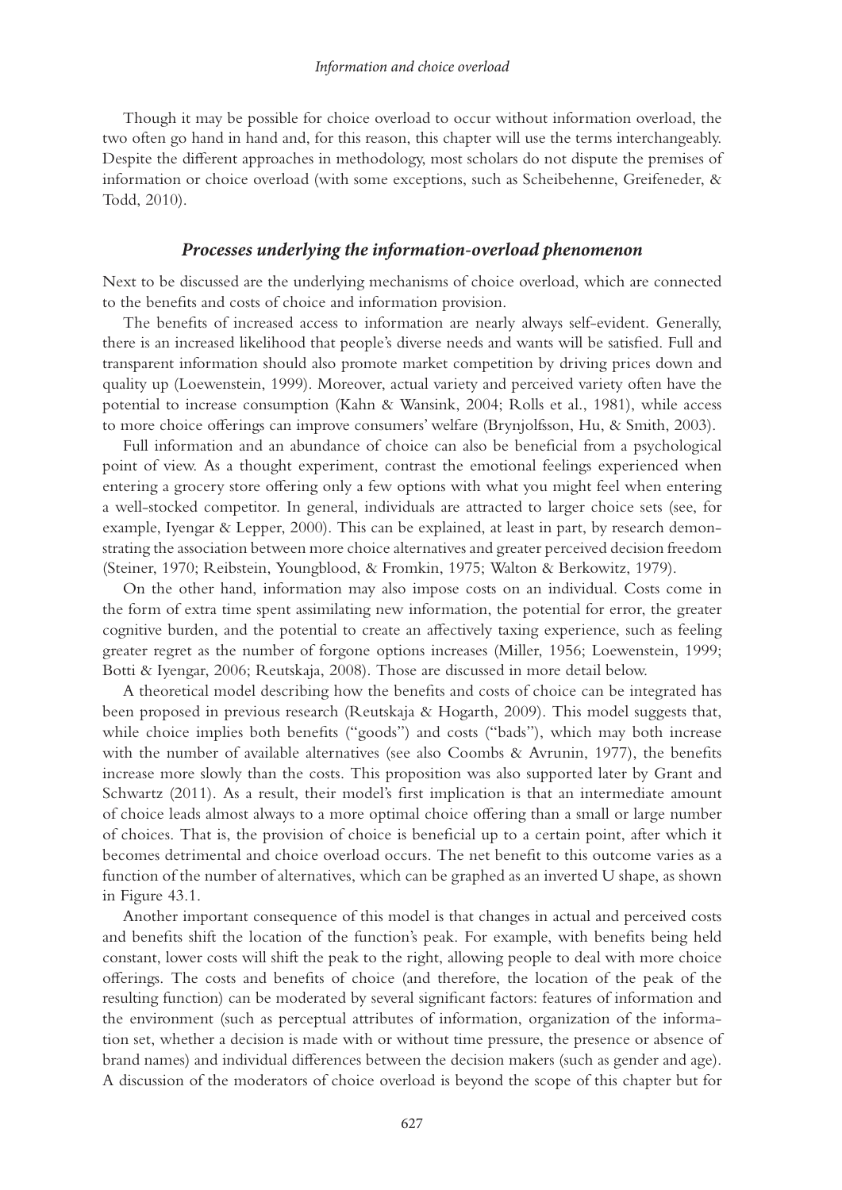Though it may be possible for choice overload to occur without information overload, the two often go hand in hand and, for this reason, this chapter will use the terms interchangeably. Despite the different approaches in methodology, most scholars do not dispute the premises of information or choice overload (with some exceptions, such as Scheibehenne, Greifeneder, & Todd, 2010).

### *Processes underlying the information-overload phenomenon*

Next to be discussed are the underlying mechanisms of choice overload, which are connected to the benefits and costs of choice and information provision.

The benefits of increased access to information are nearly always self-evident. Generally, there is an increased likelihood that people's diverse needs and wants will be satisfied. Full and transparent information should also promote market competition by driving prices down and quality up (Loewenstein, 1999). Moreover, actual variety and perceived variety often have the potential to increase consumption (Kahn & Wansink, 2004; Rolls et al., 1981), while access to more choice offerings can improve consumers' welfare (Brynjolfsson, Hu, & Smith, 2003).

Full information and an abundance of choice can also be beneficial from a psychological point of view. As a thought experiment, contrast the emotional feelings experienced when entering a grocery store offering only a few options with what you might feel when entering a well-stocked competitor. In general, individuals are attracted to larger choice sets (see, for example, Iyengar & Lepper, 2000). This can be explained, at least in part, by research demonstrating the association between more choice alternatives and greater perceived decision freedom (Steiner, 1970; Reibstein, Youngblood, & Fromkin, 1975; Walton & Berkowitz, 1979).

On the other hand, information may also impose costs on an individual. Costs come in the form of extra time spent assimilating new information, the potential for error, the greater cognitive burden, and the potential to create an affectively taxing experience, such as feeling greater regret as the number of forgone options increases (Miller, 1956; Loewenstein, 1999; Botti & Iyengar, 2006; Reutskaja, 2008). Those are discussed in more detail below.

A theoretical model describing how the benefits and costs of choice can be integrated has been proposed in previous research (Reutskaja & Hogarth, 2009). This model suggests that, while choice implies both benefits ("goods") and costs ("bads"), which may both increase with the number of available alternatives (see also Coombs & Avrunin, 1977), the benefits increase more slowly than the costs. This proposition was also supported later by Grant and Schwartz (2011). As a result, their model's first implication is that an intermediate amount of choice leads almost always to a more optimal choice offering than a small or large number of choices. That is, the provision of choice is beneficial up to a certain point, after which it becomes detrimental and choice overload occurs. The net benefit to this outcome varies as a function of the number of alternatives, which can be graphed as an inverted U shape, as shown in Figure 43.1.

Another important consequence of this model is that changes in actual and perceived costs and benefits shift the location of the function's peak. For example, with benefits being held constant, lower costs will shift the peak to the right, allowing people to deal with more choice offerings. The costs and benefits of choice (and therefore, the location of the peak of the resulting function) can be moderated by several significant factors: features of information and the environment (such as perceptual attributes of information, organization of the information set, whether a decision is made with or without time pressure, the presence or absence of brand names) and individual differences between the decision makers (such as gender and age). A discussion of the moderators of choice overload is beyond the scope of this chapter but for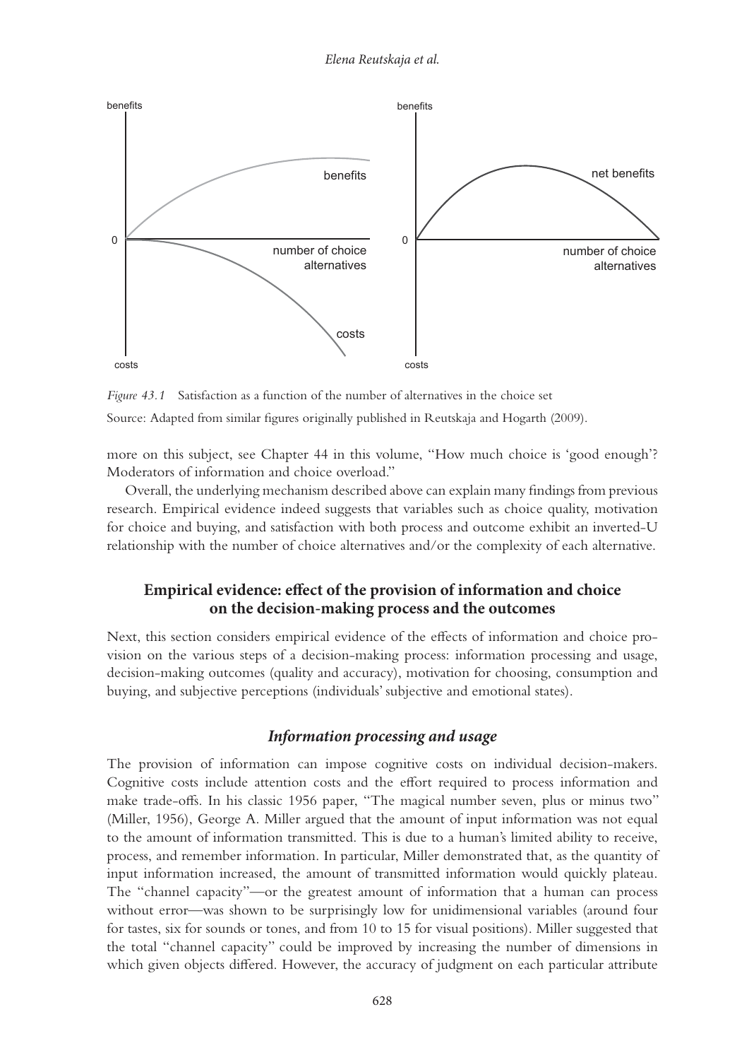benefits

benefits

0

number of choice alternatives

costs

costs

benefits

net benefits

0

number of choice alternatives

costs

*Figure 43.1* Satisfaction as a function of the number of alternatives in the choice set

Source: Adapted from similar figures originally published in Reutskaja and Hogarth (2009).

more on this subject, see Chapter 44 in this volume, "How much choice is 'good enough'? Moderators of information and choice overload."

Overall, the underlying mechanism described above can explain many findings from previous research. Empirical evidence indeed suggests that variables such as choice quality, motivation for choice and buying, and satisfaction with both process and outcome exhibit an inverted-U relationship with the number of choice alternatives and/or the complexity of each alternative.

## Empirical evidence: effect of the provision of information and choice on the decision-making process and the outcomes

Next, this section considers empirical evidence of the effects of information and choice provision on the various steps of a decision-making process: information processing and usage, decision-making outcomes (quality and accuracy), motivation for choosing, consumption and buying, and subjective perceptions (individuals' subjective and emotional states).

### *Information processing and usage*

The provision of information can impose cognitive costs on individual decision-makers. Cognitive costs include attention costs and the effort required to process information and make trade-offs. In his classic 1956 paper, "The magical number seven, plus or minus two" (Miller, 1956), George A. Miller argued that the amount of input information was not equal to the amount of information transmitted. This is due to a human's limited ability to receive, process, and remember information. In particular, Miller demonstrated that, as the quantity of input information increased, the amount of transmitted information would quickly plateau. The "channel capacity"—or the greatest amount of information that a human can process without error—was shown to be surprisingly low for unidimensional variables (around four for tastes, six for sounds or tones, and from 10 to 15 for visual positions). Miller suggested that the total "channel capacity" could be improved by increasing the number of dimensions in which given objects differed. However, the accuracy of judgment on each particular attribute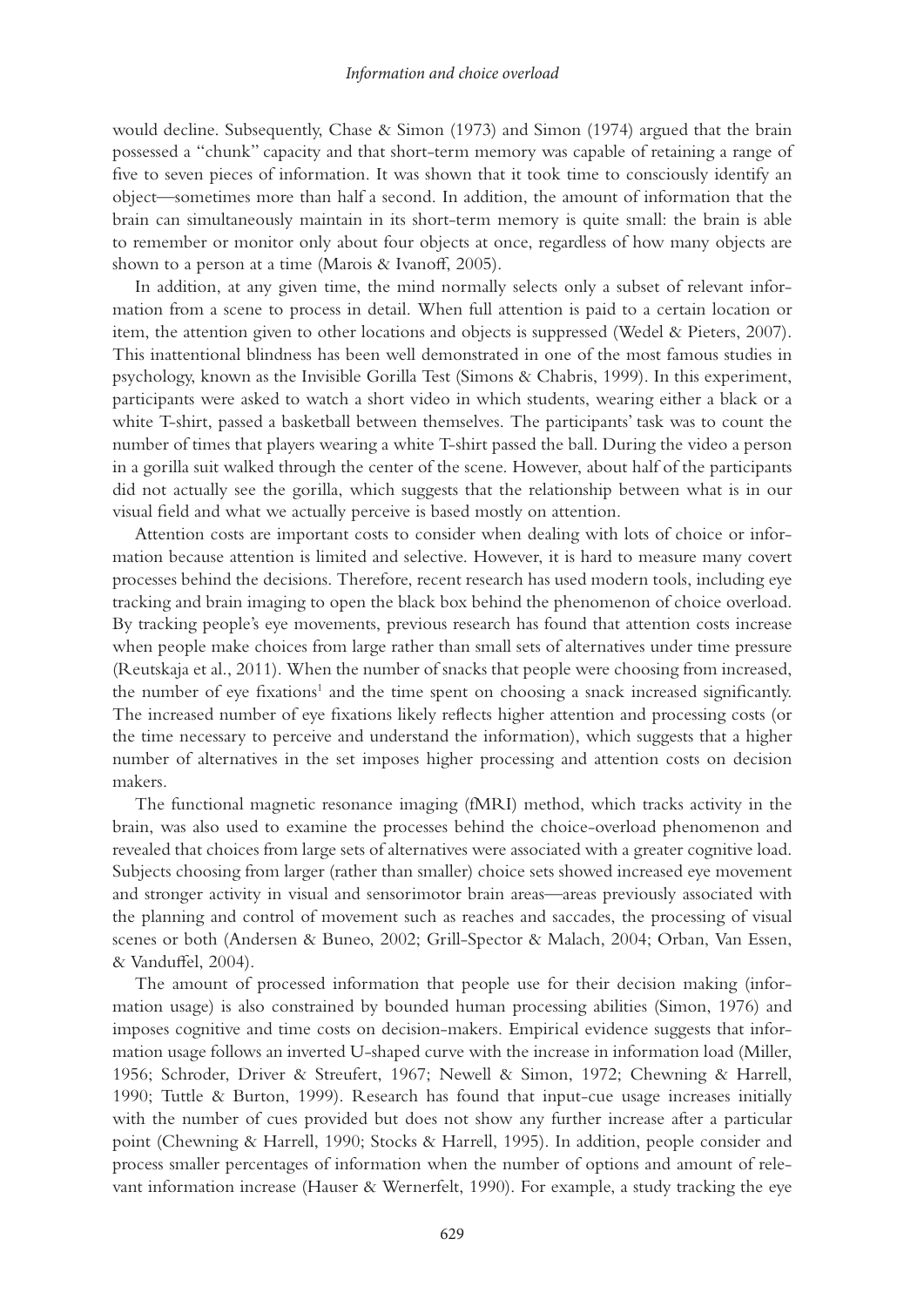would decline. Subsequently, Chase & Simon (1973) and Simon (1974) argued that the brain possessed a "chunk" capacity and that short-term memory was capable of retaining a range of five to seven pieces of information. It was shown that it took time to consciously identify an object—sometimes more than half a second. In addition, the amount of information that the brain can simultaneously maintain in its short-term memory is quite small: the brain is able to remember or monitor only about four objects at once, regardless of how many objects are shown to a person at a time (Marois & Ivanoff, 2005).

In addition, at any given time, the mind normally selects only a subset of relevant information from a scene to process in detail. When full attention is paid to a certain location or item, the attention given to other locations and objects is suppressed (Wedel & Pieters, 2007). This inattentional blindness has been well demonstrated in one of the most famous studies in psychology, known as the Invisible Gorilla Test (Simons & Chabris, 1999). In this experiment, participants were asked to watch a short video in which students, wearing either a black or a white T-shirt, passed a basketball between themselves. The participants' task was to count the number of times that players wearing a white T-shirt passed the ball. During the video a person in a gorilla suit walked through the center of the scene. However, about half of the participants did not actually see the gorilla, which suggests that the relationship between what is in our visual field and what we actually perceive is based mostly on attention.

Attention costs are important costs to consider when dealing with lots of choice or information because attention is limited and selective. However, it is hard to measure many covert processes behind the decisions. Therefore, recent research has used modern tools, including eye tracking and brain imaging to open the black box behind the phenomenon of choice overload. By tracking people's eye movements, previous research has found that attention costs increase when people make choices from large rather than small sets of alternatives under time pressure (Reutskaja et al., 2011). When the number of snacks that people were choosing from increased, the number of eye fixations[1] and the time spent on choosing a snack increased significantly. The increased number of eye fixations likely reflects higher attention and processing costs (or the time necessary to perceive and understand the information), which suggests that a higher number of alternatives in the set imposes higher processing and attention costs on decision makers.

The functional magnetic resonance imaging (fMRI) method, which tracks activity in the brain, was also used to examine the processes behind the choice-overload phenomenon and revealed that choices from large sets of alternatives were associated with a greater cognitive load. Subjects choosing from larger (rather than smaller) choice sets showed increased eye movement and stronger activity in visual and sensorimotor brain areas—areas previously associated with the planning and control of movement such as reaches and saccades, the processing of visual scenes or both (Andersen & Buneo, 2002; Grill-Spector & Malach, 2004; Orban, Van Essen, & Vanduffel, 2004).

The amount of processed information that people use for their decision making (information usage) is also constrained by bounded human processing abilities (Simon, 1976) and imposes cognitive and time costs on decision-makers. Empirical evidence suggests that information usage follows an inverted U-shaped curve with the increase in information load (Miller, 1956; Schroder, Driver & Streufert, 1967; Newell & Simon, 1972; Chewning & Harrell, 1990; Tuttle & Burton, 1999). Research has found that input-cue usage increases initially with the number of cues provided but does not show any further increase after a particular point (Chewning & Harrell, 1990; Stocks & Harrell, 1995). In addition, people consider and process smaller percentages of information when the number of options and amount of relevant information increase (Hauser & Wernerfelt, 1990). For example, a study tracking the eye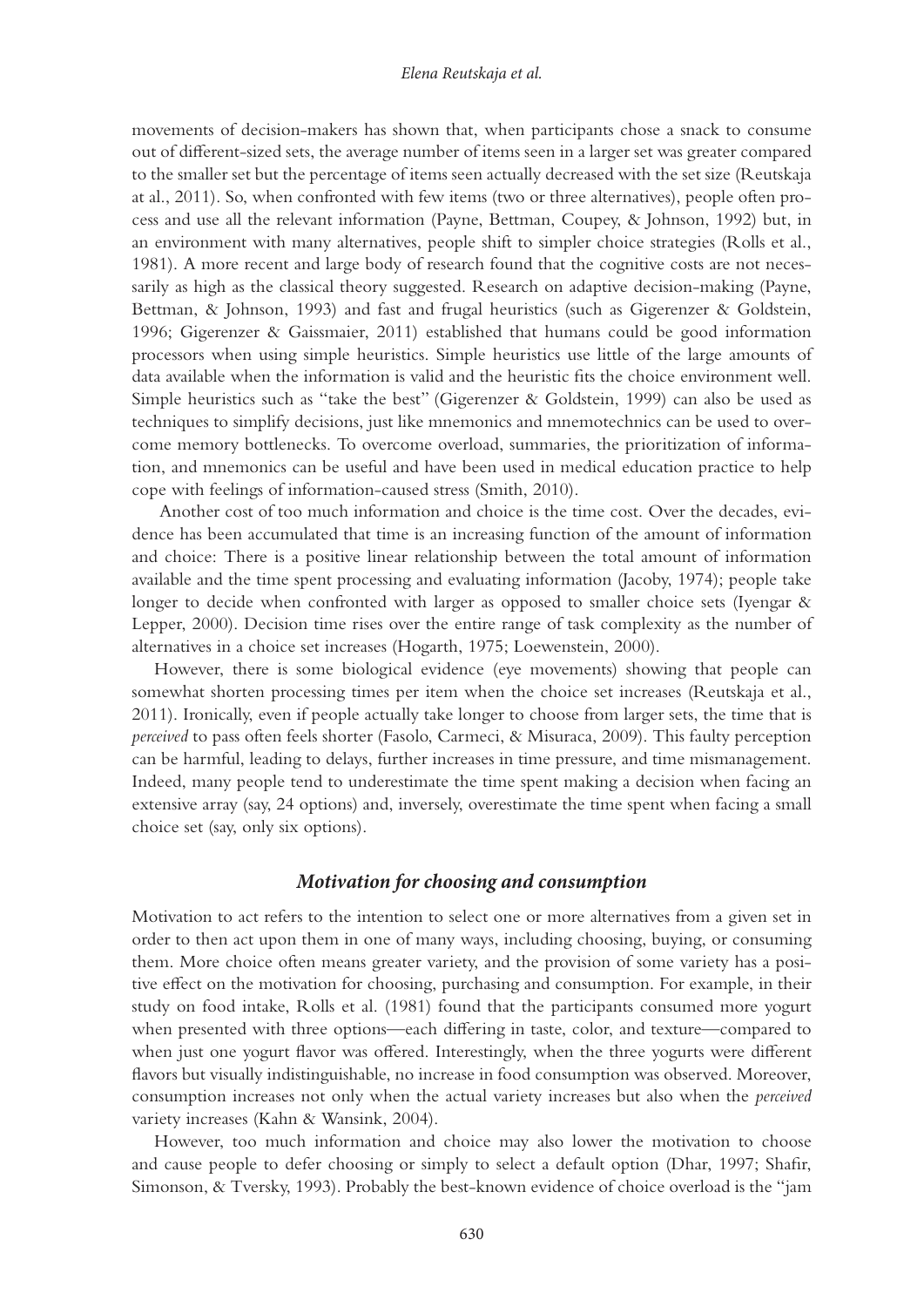movements of decision-makers has shown that, when participants chose a snack to consume out of different-sized sets, the average number of items seen in a larger set was greater compared to the smaller set but the percentage of items seen actually decreased with the set size (Reutskaja at al., 2011). So, when confronted with few items (two or three alternatives), people often process and use all the relevant information (Payne, Bettman, Coupey, & Johnson, 1992) but, in an environment with many alternatives, people shift to simpler choice strategies (Rolls et al., 1981). A more recent and large body of research found that the cognitive costs are not necessarily as high as the classical theory suggested. Research on adaptive decision-making (Payne, Bettman, & Johnson, 1993) and fast and frugal heuristics (such as Gigerenzer & Goldstein, 1996; Gigerenzer & Gaissmaier, 2011) established that humans could be good information processors when using simple heuristics. Simple heuristics use little of the large amounts of data available when the information is valid and the heuristic fits the choice environment well. Simple heuristics such as "take the best" (Gigerenzer & Goldstein, 1999) can also be used as techniques to simplify decisions, just like mnemonics and mnemotechnics can be used to overcome memory bottlenecks. To overcome overload, summaries, the prioritization of information, and mnemonics can be useful and have been used in medical education practice to help cope with feelings of information-caused stress (Smith, 2010).

Another cost of too much information and choice is the time cost. Over the decades, evidence has been accumulated that time is an increasing function of the amount of information and choice: There is a positive linear relationship between the total amount of information available and the time spent processing and evaluating information (Jacoby, 1974); people take longer to decide when confronted with larger as opposed to smaller choice sets (Iyengar & Lepper, 2000). Decision time rises over the entire range of task complexity as the number of alternatives in a choice set increases (Hogarth, 1975; Loewenstein, 2000).

However, there is some biological evidence (eye movements) showing that people can somewhat shorten processing times per item when the choice set increases (Reutskaja et al., 2011). Ironically, even if people actually take longer to choose from larger sets, the time that is *perceived* to pass often feels shorter (Fasolo, Carmeci, & Misuraca, 2009). This faulty perception can be harmful, leading to delays, further increases in time pressure, and time mismanagement. Indeed, many people tend to underestimate the time spent making a decision when facing an extensive array (say, 24 options) and, inversely, overestimate the time spent when facing a small choice set (say, only six options).

### *Motivation for choosing and consumption*

Motivation to act refers to the intention to select one or more alternatives from a given set in order to then act upon them in one of many ways, including choosing, buying, or consuming them. More choice often means greater variety, and the provision of some variety has a positive effect on the motivation for choosing, purchasing and consumption. For example, in their study on food intake, Rolls et al. (1981) found that the participants consumed more yogurt when presented with three options—each differing in taste, color, and texture—compared to when just one yogurt flavor was offered. Interestingly, when the three yogurts were different flavors but visually indistinguishable, no increase in food consumption was observed. Moreover, consumption increases not only when the actual variety increases but also when the *perceived* variety increases (Kahn & Wansink, 2004).

However, too much information and choice may also lower the motivation to choose and cause people to defer choosing or simply to select a default option (Dhar, 1997; Shafir, Simonson, & Tversky, 1993). Probably the best-known evidence of choice overload is the "jam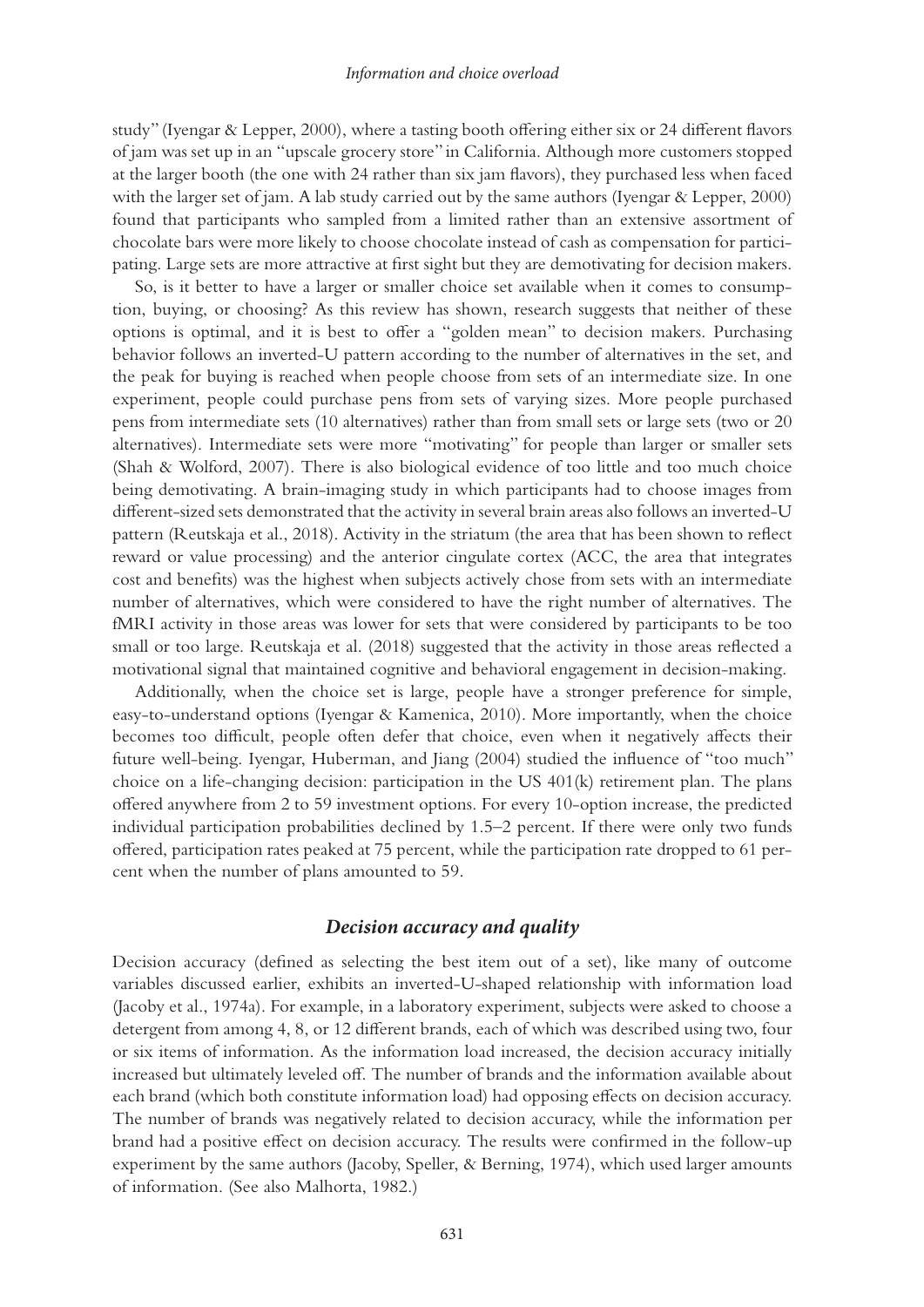study" (Iyengar & Lepper, 2000), where a tasting booth offering either six or 24 different flavors of jam was set up in an "upscale grocery store" in California. Although more customers stopped at the larger booth (the one with 24 rather than six jam flavors), they purchased less when faced with the larger set of jam. A lab study carried out by the same authors (Iyengar & Lepper, 2000) found that participants who sampled from a limited rather than an extensive assortment of chocolate bars were more likely to choose chocolate instead of cash as compensation for participating. Large sets are more attractive at first sight but they are demotivating for decision makers.

So, is it better to have a larger or smaller choice set available when it comes to consumption, buying, or choosing? As this review has shown, research suggests that neither of these options is optimal, and it is best to offer a "golden mean" to decision makers. Purchasing behavior follows an inverted-U pattern according to the number of alternatives in the set, and the peak for buying is reached when people choose from sets of an intermediate size. In one experiment, people could purchase pens from sets of varying sizes. More people purchased pens from intermediate sets (10 alternatives) rather than from small sets or large sets (two or 20 alternatives). Intermediate sets were more "motivating" for people than larger or smaller sets (Shah & Wolford, 2007). There is also biological evidence of too little and too much choice being demotivating. A brain-imaging study in which participants had to choose images from different-sized sets demonstrated that the activity in several brain areas also follows an inverted-U pattern (Reutskaja et al., 2018). Activity in the striatum (the area that has been shown to reflect reward or value processing) and the anterior cingulate cortex (ACC, the area that integrates cost and benefits) was the highest when subjects actively chose from sets with an intermediate number of alternatives, which were considered to have the right number of alternatives. The fMRI activity in those areas was lower for sets that were considered by participants to be too small or too large. Reutskaja et al. (2018) suggested that the activity in those areas reflected a motivational signal that maintained cognitive and behavioral engagement in decision-making.

Additionally, when the choice set is large, people have a stronger preference for simple, easy-to-understand options (Iyengar & Kamenica, 2010). More importantly, when the choice becomes too difficult, people often defer that choice, even when it negatively affects their future well-being. Iyengar, Huberman, and Jiang (2004) studied the influence of "too much" choice on a life-changing decision: participation in the US 401(k) retirement plan. The plans offered anywhere from 2 to 59 investment options. For every 10-option increase, the predicted individual participation probabilities declined by 1.5–2 percent. If there were only two funds offered, participation rates peaked at 75 percent, while the participation rate dropped to 61 percent when the number of plans amounted to 59.

### *Decision accuracy and quality*

Decision accuracy (defined as selecting the best item out of a set), like many of outcome variables discussed earlier, exhibits an inverted-U-shaped relationship with information load (Jacoby et al., 1974a). For example, in a laboratory experiment, subjects were asked to choose a detergent from among 4, 8, or 12 different brands, each of which was described using two, four or six items of information. As the information load increased, the decision accuracy initially increased but ultimately leveled off. The number of brands and the information available about each brand (which both constitute information load) had opposing effects on decision accuracy. The number of brands was negatively related to decision accuracy, while the information per brand had a positive effect on decision accuracy. The results were confirmed in the follow-up experiment by the same authors (Jacoby, Speller, & Berning, 1974), which used larger amounts of information. (See also Malhorta, 1982.)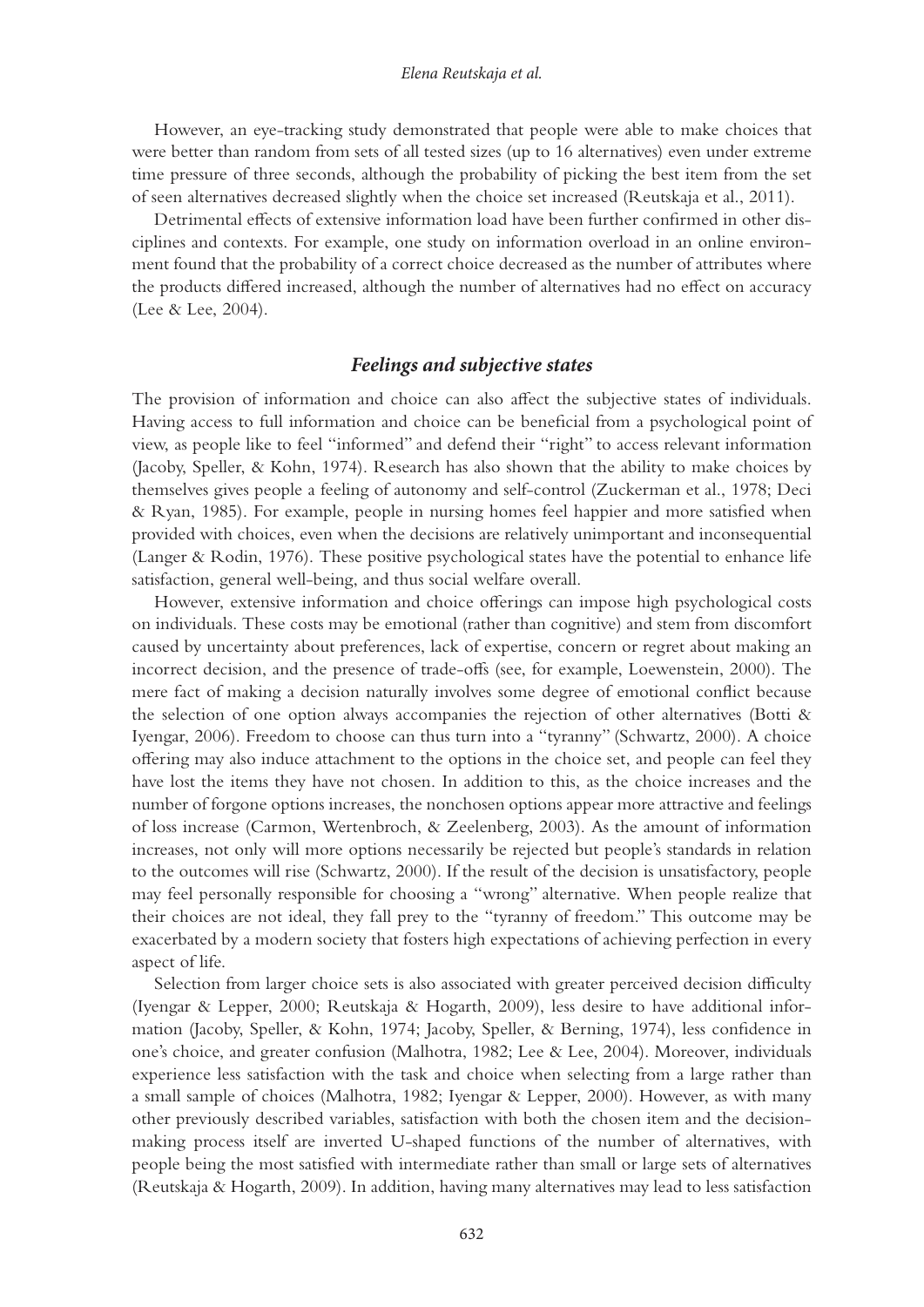However, an eye-tracking study demonstrated that people were able to make choices that were better than random from sets of all tested sizes (up to 16 alternatives) even under extreme time pressure of three seconds, although the probability of picking the best item from the set of seen alternatives decreased slightly when the choice set increased (Reutskaja et al., 2011).

Detrimental effects of extensive information load have been further confirmed in other disciplines and contexts. For example, one study on information overload in an online environment found that the probability of a correct choice decreased as the number of attributes where the products differed increased, although the number of alternatives had no effect on accuracy (Lee & Lee, 2004).

### *Feelings and subjective states*

The provision of information and choice can also affect the subjective states of individuals. Having access to full information and choice can be beneficial from a psychological point of view, as people like to feel "informed" and defend their "right" to access relevant information (Jacoby, Speller, & Kohn, 1974). Research has also shown that the ability to make choices by themselves gives people a feeling of autonomy and self-control (Zuckerman et al., 1978; Deci & Ryan, 1985). For example, people in nursing homes feel happier and more satisfied when provided with choices, even when the decisions are relatively unimportant and inconsequential (Langer & Rodin, 1976). These positive psychological states have the potential to enhance life satisfaction, general well-being, and thus social welfare overall.

However, extensive information and choice offerings can impose high psychological costs on individuals. These costs may be emotional (rather than cognitive) and stem from discomfort caused by uncertainty about preferences, lack of expertise, concern or regret about making an incorrect decision, and the presence of trade-offs (see, for example, Loewenstein, 2000). The mere fact of making a decision naturally involves some degree of emotional conflict because the selection of one option always accompanies the rejection of other alternatives (Botti & Iyengar, 2006). Freedom to choose can thus turn into a "tyranny" (Schwartz, 2000). A choice offering may also induce attachment to the options in the choice set, and people can feel they have lost the items they have not chosen. In addition to this, as the choice increases and the number of forgone options increases, the nonchosen options appear more attractive and feelings of loss increase (Carmon, Wertenbroch, & Zeelenberg, 2003). As the amount of information increases, not only will more options necessarily be rejected but people's standards in relation to the outcomes will rise (Schwartz, 2000). If the result of the decision is unsatisfactory, people may feel personally responsible for choosing a "wrong" alternative. When people realize that their choices are not ideal, they fall prey to the "tyranny of freedom." This outcome may be exacerbated by a modern society that fosters high expectations of achieving perfection in every aspect of life.

Selection from larger choice sets is also associated with greater perceived decision difficulty (Iyengar & Lepper, 2000; Reutskaja & Hogarth, 2009), less desire to have additional information (Jacoby, Speller, & Kohn, 1974; Jacoby, Speller, & Berning, 1974), less confidence in one's choice, and greater confusion (Malhotra, 1982; Lee & Lee, 2004). Moreover, individuals experience less satisfaction with the task and choice when selecting from a large rather than a small sample of choices (Malhotra, 1982; Iyengar & Lepper, 2000). However, as with many other previously described variables, satisfaction with both the chosen item and the decision-making process itself are inverted U-shaped functions of the number of alternatives, with people being the most satisfied with intermediate rather than small or large sets of alternatives (Reutskaja & Hogarth, 2009). In addition, having many alternatives may lead to less satisfaction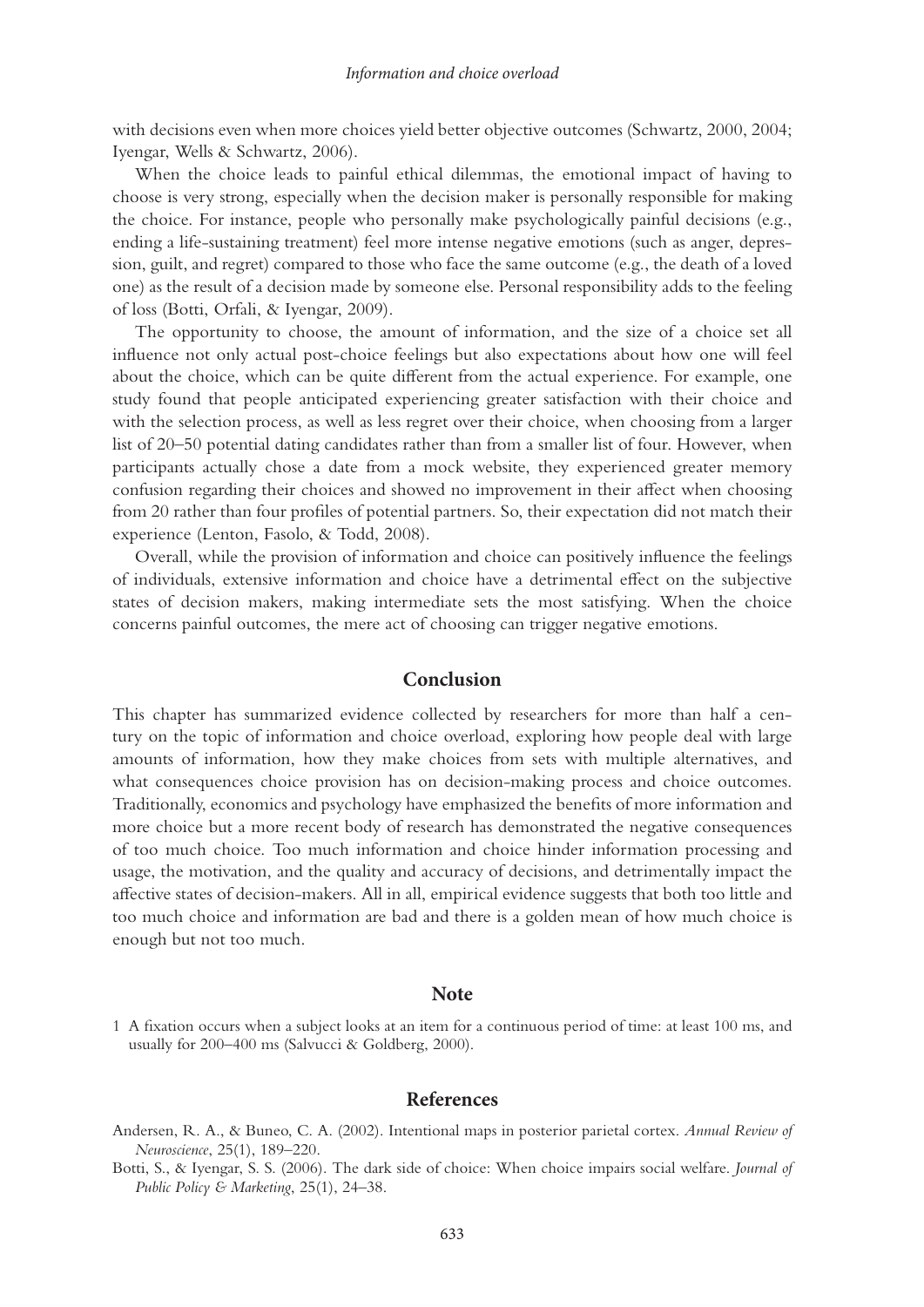with decisions even when more choices yield better objective outcomes (Schwartz, 2000, 2004; Iyengar, Wells & Schwartz, 2006).

When the choice leads to painful ethical dilemmas, the emotional impact of having to choose is very strong, especially when the decision maker is personally responsible for making the choice. For instance, people who personally make psychologically painful decisions (e.g., ending a life-sustaining treatment) feel more intense negative emotions (such as anger, depression, guilt, and regret) compared to those who face the same outcome (e.g., the death of a loved one) as the result of a decision made by someone else. Personal responsibility adds to the feeling of loss (Botti, Orfali, & Iyengar, 2009).

The opportunity to choose, the amount of information, and the size of a choice set all influence not only actual post-choice feelings but also expectations about how one will feel about the choice, which can be quite different from the actual experience. For example, one study found that people anticipated experiencing greater satisfaction with their choice and with the selection process, as well as less regret over their choice, when choosing from a larger list of 20–50 potential dating candidates rather than from a smaller list of four. However, when participants actually chose a date from a mock website, they experienced greater memory confusion regarding their choices and showed no improvement in their affect when choosing from 20 rather than four profiles of potential partners. So, their expectation did not match their experience (Lenton, Fasolo, & Todd, 2008).

Overall, while the provision of information and choice can positively influence the feelings of individuals, extensive information and choice have a detrimental effect on the subjective states of decision makers, making intermediate sets the most satisfying. When the choice concerns painful outcomes, the mere act of choosing can trigger negative emotions.

## Conclusion

This chapter has summarized evidence collected by researchers for more than half a century on the topic of information and choice overload, exploring how people deal with large amounts of information, how they make choices from sets with multiple alternatives, and what consequences choice provision has on decision-making process and choice outcomes. Traditionally, economics and psychology have emphasized the benefits of more information and more choice but a more recent body of research has demonstrated the negative consequences of too much choice. Too much information and choice hinder information processing and usage, the motivation, and the quality and accuracy of decisions, and detrimentally impact the affective states of decision-makers. All in all, empirical evidence suggests that both too little and too much choice and information are bad and there is a golden mean of how much choice is enough but not too much.

## Note

1 A fixation occurs when a subject looks at an item for a continuous period of time: at least 100 ms, and usually for 200–400 ms (Salvucci & Goldberg, 2000).

## References

Andersen, R. A., & Buneo, C. A. (2002). Intentional maps in posterior parietal cortex. *Annual Review of Neuroscience*, 25(1), 189–220.

Botti, S., & Iyengar, S. S. (2006). The dark side of choice: When choice impairs social welfare. *Journal of Public Policy & Marketing*, 25(1), 24–38.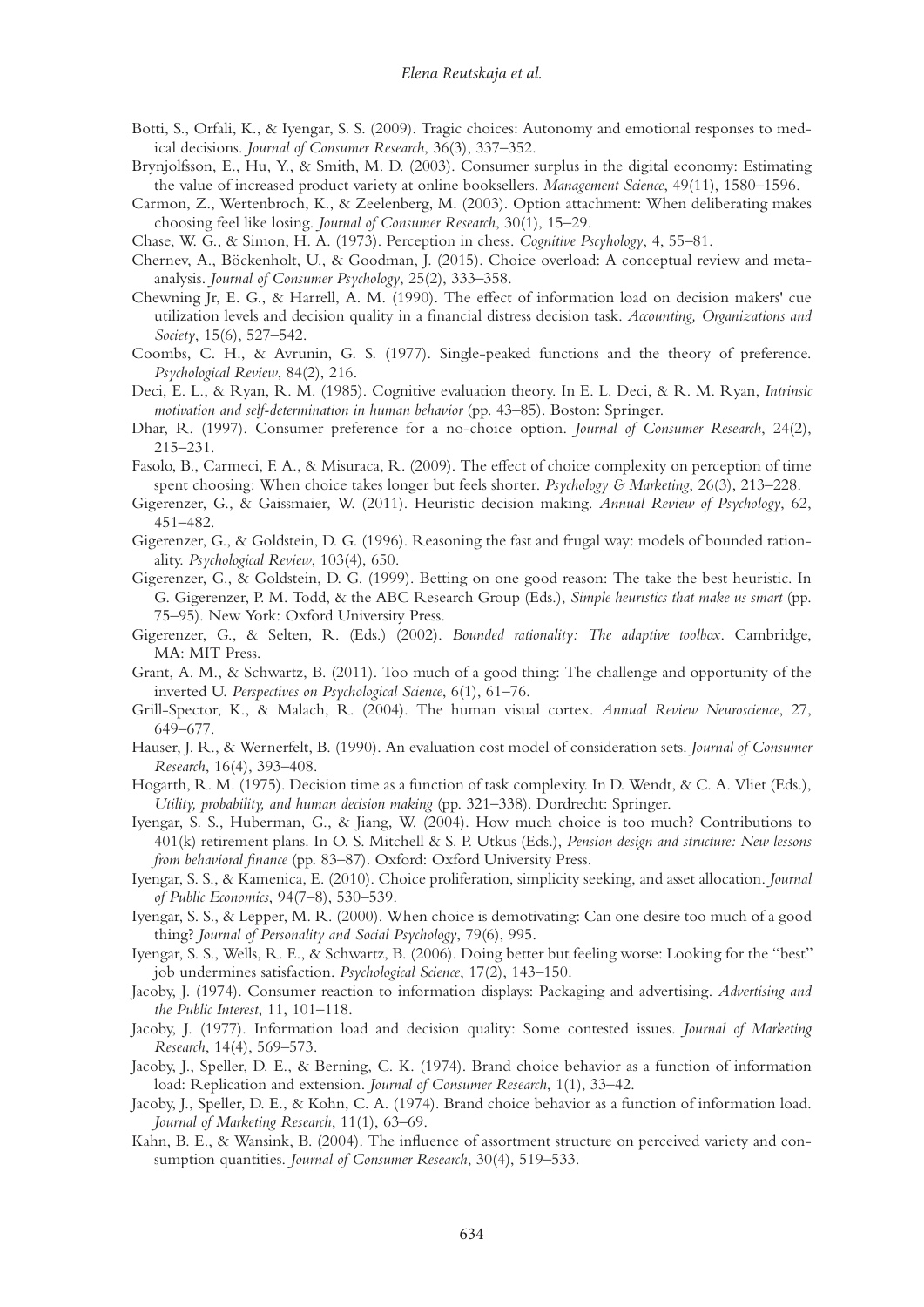Botti, S., Orfali, K., & Iyengar, S. S. (2009). Tragic choices: Autonomy and emotional responses to medical decisions. *Journal of Consumer Research*, 36(3), 337–352.

Brynjolfsson, E., Hu, Y., & Smith, M. D. (2003). Consumer surplus in the digital economy: Estimating the value of increased product variety at online booksellers. *Management Science*, 49(11), 1580–1596.

Carmon, Z., Wertenbroch, K., & Zeelenberg, M. (2003). Option attachment: When deliberating makes choosing feel like losing. *Journal of Consumer Research*, 30(1), 15–29.

Chase, W. G., & Simon, H. A. (1973). Perception in chess. *Cognitive Pscyhology*, 4, 55–81.

Chernev, A., Böckenholt, U., & Goodman, J. (2015). Choice overload: A conceptual review and meta-analysis. *Journal of Consumer Psychology*, 25(2), 333–358.

Chewning Jr, E. G., & Harrell, A. M. (1990). The effect of information load on decision makers' cue utilization levels and decision quality in a financial distress decision task. *Accounting, Organizations and Society*, 15(6), 527–542.

Coombs, C. H., & Avrunin, G. S. (1977). Single-peaked functions and the theory of preference. *Psychological Review*, 84(2), 216.

Deci, E. L., & Ryan, R. M. (1985). Cognitive evaluation theory. In E. L. Deci, & R. M. Ryan, *Intrinsic motivation and self-determination in human behavior* (pp. 43–85). Boston: Springer.

Dhar, R. (1997). Consumer preference for a no-choice option. *Journal of Consumer Research*, 24(2), 215–231.

Fasolo, B., Carmeci, F. A., & Misuraca, R. (2009). The effect of choice complexity on perception of time spent choosing: When choice takes longer but feels shorter. *Psychology & Marketing*, 26(3), 213–228.

Gigerenzer, G., & Gaissmaier, W. (2011). Heuristic decision making. *Annual Review of Psychology*, 62, 451–482.

Gigerenzer, G., & Goldstein, D. G. (1996). Reasoning the fast and frugal way: models of bounded rationality. *Psychological Review*, 103(4), 650.

Gigerenzer, G., & Goldstein, D. G. (1999). Betting on one good reason: The take the best heuristic. In G. Gigerenzer, P. M. Todd, & the ABC Research Group (Eds.), *Simple heuristics that make us smart* (pp. 75–95). New York: Oxford University Press.

Gigerenzer, G., & Selten, R. (Eds.) (2002). *Bounded rationality: The adaptive toolbox*. Cambridge, MA: MIT Press.

Grant, A. M., & Schwartz, B. (2011). Too much of a good thing: The challenge and opportunity of the inverted U. *Perspectives on Psychological Science*, 6(1), 61–76.

Grill-Spector, K., & Malach, R. (2004). The human visual cortex. *Annual Review Neuroscience*, 27, 649–677.

Hauser, J. R., & Wernerfelt, B. (1990). An evaluation cost model of consideration sets. *Journal of Consumer Research*, 16(4), 393–408.

Hogarth, R. M. (1975). Decision time as a function of task complexity. In D. Wendt, & C. A. Vliet (Eds.), *Utility, probability, and human decision making* (pp. 321–338). Dordrecht: Springer.

Iyengar, S. S., Huberman, G., & Jiang, W. (2004). How much choice is too much? Contributions to 401(k) retirement plans. In O. S. Mitchell & S. P. Utkus (Eds.), *Pension design and structure: New lessons from behavioral finance* (pp. 83–87). Oxford: Oxford University Press.

Iyengar, S. S., & Kamenica, E. (2010). Choice proliferation, simplicity seeking, and asset allocation. *Journal of Public Economics*, 94(7–8), 530–539.

Iyengar, S. S., & Lepper, M. R. (2000). When choice is demotivating: Can one desire too much of a good thing? *Journal of Personality and Social Psychology*, 79(6), 995.

Iyengar, S. S., Wells, R. E., & Schwartz, B. (2006). Doing better but feeling worse: Looking for the "best" job undermines satisfaction. *Psychological Science*, 17(2), 143–150.

Jacoby, J. (1974). Consumer reaction to information displays: Packaging and advertising. *Advertising and the Public Interest*, 11, 101–118.

Jacoby, J. (1977). Information load and decision quality: Some contested issues. *Journal of Marketing Research*, 14(4), 569–573.

Jacoby, J., Speller, D. E., & Berning, C. K. (1974). Brand choice behavior as a function of information load: Replication and extension. *Journal of Consumer Research*, 1(1), 33–42.

Jacoby, J., Speller, D. E., & Kohn, C. A. (1974). Brand choice behavior as a function of information load. *Journal of Marketing Research*, 11(1), 63–69.

Kahn, B. E., & Wansink, B. (2004). The influence of assortment structure on perceived variety and consumption quantities. *Journal of Consumer Research*, 30(4), 519–533.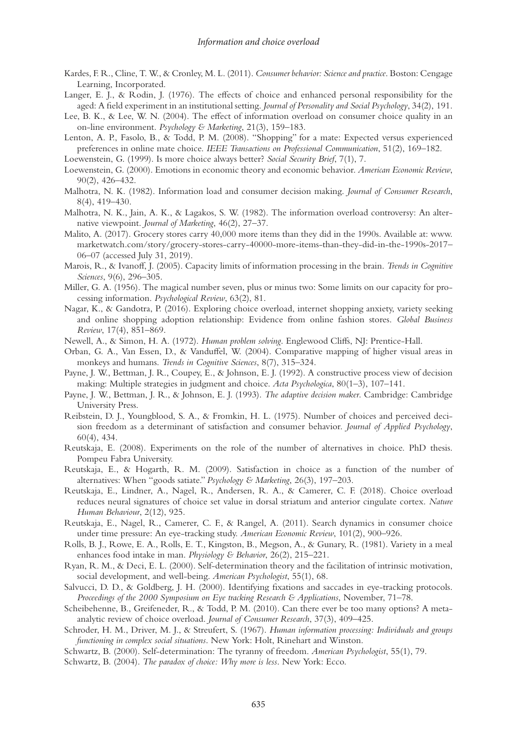Kardes, F. R., Cline, T. W., & Cronley, M. L. (2011). *Consumer behavior: Science and practice*. Boston: Cengage Learning, Incorporated.

Langer, E. J., & Rodin, J. (1976). The effects of choice and enhanced personal responsibility for the aged: A field experiment in an institutional setting. *Journal of Personality and Social Psychology*, 34(2), 191.

Lee, B. K., & Lee, W. N. (2004). The effect of information overload on consumer choice quality in an on-line environment. *Psychology & Marketing*, 21(3), 159–183.

Lenton, A. P., Fasolo, B., & Todd, P. M. (2008). "Shopping" for a mate: Expected versus experienced preferences in online mate choice. *IEEE Transactions on Professional Communication*, 51(2), 169–182.

Loewenstein, G. (1999). Is more choice always better? *Social Security Brief*, 7(1), 7.

Loewenstein, G. (2000). Emotions in economic theory and economic behavior. *American Economic Review*, 90(2), 426–432.

Malhotra, N. K. (1982). Information load and consumer decision making. *Journal of Consumer Research*, 8(4), 419–430.

Malhotra, N. K., Jain, A. K., & Lagakos, S. W. (1982). The information overload controversy: An alternative viewpoint. *Journal of Marketing*, 46(2), 27–37.

Malito, A. (2017). Grocery stores carry 40,000 more items than they did in the 1990s. Available at: www.marketwatch.com/story/grocery-stores-carry-40000-more-items-than-they-did-in-the-1990s-2017–06–07 (accessed July 31, 2019).

Marois, R., & Ivanoff, J. (2005). Capacity limits of information processing in the brain. *Trends in Cognitive Sciences*, 9(6), 296–305.

Miller, G. A. (1956). The magical number seven, plus or minus two: Some limits on our capacity for processing information. *Psychological Review*, 63(2), 81.

Nagar, K., & Gandotra, P. (2016). Exploring choice overload, internet shopping anxiety, variety seeking and online shopping adoption relationship: Evidence from online fashion stores. *Global Business Review*, 17(4), 851–869.

Newell, A., & Simon, H. A. (1972). *Human problem solving*. Englewood Cliffs, NJ: Prentice-Hall.

Orban, G. A., Van Essen, D., & Vanduffel, W. (2004). Comparative mapping of higher visual areas in monkeys and humans. *Trends in Cognitive Sciences*, 8(7), 315–324.

Payne, J. W., Bettman, J. R., Coupey, E., & Johnson, E. J. (1992). A constructive process view of decision making: Multiple strategies in judgment and choice. *Acta Psychologica*, 80(1–3), 107–141.

Payne, J. W., Bettman, J. R., & Johnson, E. J. (1993). *The adaptive decision maker*. Cambridge: Cambridge University Press.

Reibstein, D. J., Youngblood, S. A., & Fromkin, H. L. (1975). Number of choices and perceived decision freedom as a determinant of satisfaction and consumer behavior. *Journal of Applied Psychology*, 60(4), 434.

Reutskaja, E. (2008). Experiments on the role of the number of alternatives in choice. PhD thesis. Pompeu Fabra University.

Reutskaja, E., & Hogarth, R. M. (2009). Satisfaction in choice as a function of the number of alternatives: When "goods satiate." *Psychology & Marketing*, 26(3), 197–203.

Reutskaja, E., Lindner, A., Nagel, R., Andersen, R. A., & Camerer, C. F. (2018). Choice overload reduces neural signatures of choice set value in dorsal striatum and anterior cingulate cortex. *Nature Human Behaviour*, 2(12), 925.

Reutskaja, E., Nagel, R., Camerer, C. F., & Rangel, A. (2011). Search dynamics in consumer choice under time pressure: An eye-tracking study. *American Economic Review*, 101(2), 900–926.

Rolls, B. J., Rowe, E. A., Rolls, E. T., Kingston, B., Megson, A., & Gunary, R. (1981). Variety in a meal enhances food intake in man. *Physiology & Behavior*, 26(2), 215–221.

Ryan, R. M., & Deci, E. L. (2000). Self-determination theory and the facilitation of intrinsic motivation, social development, and well-being. *American Psychologist*, 55(1), 68.

Salvucci, D. D., & Goldberg, J. H. (2000). Identifying fixations and saccades in eye-tracking protocols. *Proceedings of the 2000 Symposium on Eye tracking Research & Applications*, November, 71–78.

Scheibehenne, B., Greifeneder, R., & Todd, P. M. (2010). Can there ever be too many options? A meta-analytic review of choice overload. *Journal of Consumer Research*, 37(3), 409–425.

Schroder, H. M., Driver, M. J., & Streufert, S. (1967). *Human information processing: Individuals and groups functioning in complex social situations*. New York: Holt, Rinehart and Winston.

Schwartz, B. (2000). Self-determination: The tyranny of freedom. *American Psychologist*, 55(1), 79.

Schwartz, B. (2004). *The paradox of choice: Why more is less*. New York: Ecco.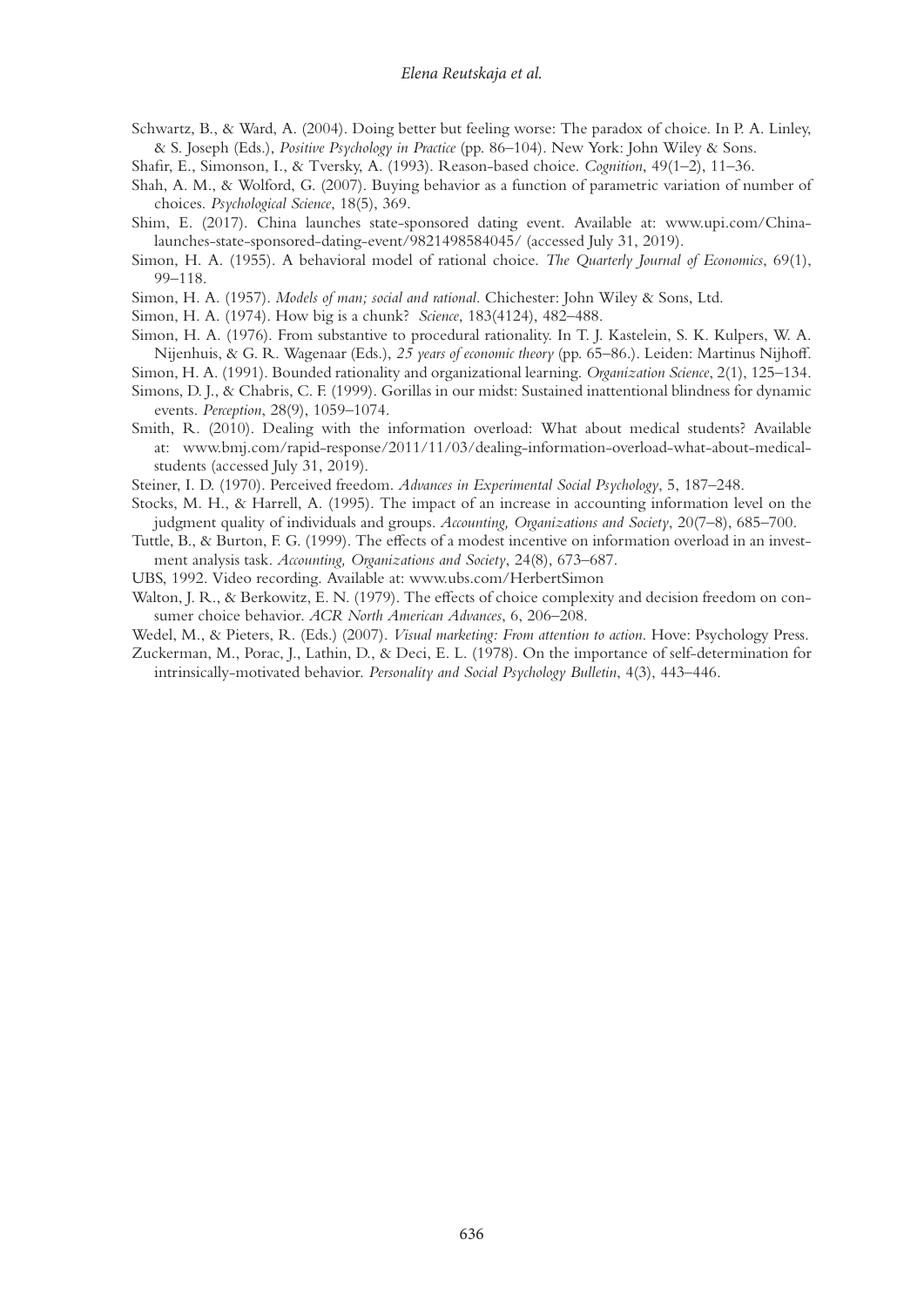Schwartz, B., & Ward, A. (2004). Doing better but feeling worse: The paradox of choice. In P. A. Linley, & S. Joseph (Eds.), *Positive Psychology in Practice* (pp. 86–104). New York: John Wiley & Sons.

Shafir, E., Simonson, I., & Tversky, A. (1993). Reason-based choice. *Cognition*, 49(1–2), 11–36.

Shah, A. M., & Wolford, G. (2007). Buying behavior as a function of parametric variation of number of choices. *Psychological Science*, 18(5), 369.

Shim, E. (2017). China launches state-sponsored dating event. Available at: www.upi.com/China-launches-state-sponsored-dating-event/9821498584045/ (accessed July 31, 2019).

Simon, H. A. (1955). A behavioral model of rational choice. *The Quarterly Journal of Economics*, 69(1), 99–118.

Simon, H. A. (1957). *Models of man; social and rational*. Chichester: John Wiley & Sons, Ltd.

Simon, H. A. (1974). How big is a chunk? *Science*, 183(4124), 482–488.

Simon, H. A. (1976). From substantive to procedural rationality. In T. J. Kastelein, S. K. Kulpers, W. A. Nijenhuis, & G. R. Wagenaar (Eds.), *25 years of economic theory* (pp. 65–86.). Leiden: Martinus Nijhoff.

Simon, H. A. (1991). Bounded rationality and organizational learning. *Organization Science*, 2(1), 125–134.

Simons, D. J., & Chabris, C. F. (1999). Gorillas in our midst: Sustained inattentional blindness for dynamic events. *Perception*, 28(9), 1059–1074.

Smith, R. (2010). Dealing with the information overload: What about medical students? Available at: www.bmj.com/rapid-response/2011/11/03/dealing-information-overload-what-about-medical-students (accessed July 31, 2019).

Steiner, I. D. (1970). Perceived freedom. *Advances in Experimental Social Psychology*, 5, 187–248.

Stocks, M. H., & Harrell, A. (1995). The impact of an increase in accounting information level on the judgment quality of individuals and groups. *Accounting, Organizations and Society*, 20(7–8), 685–700.

Tuttle, B., & Burton, F. G. (1999). The effects of a modest incentive on information overload in an investment analysis task. *Accounting, Organizations and Society*, 24(8), 673–687.

UBS, 1992. Video recording. Available at: www.ubs.com/HerbertSimon

Walton, J. R., & Berkowitz, E. N. (1979). The effects of choice complexity and decision freedom on consumer choice behavior. *ACR North American Advances*, 6, 206–208.

Wedel, M., & Pieters, R. (Eds.) (2007). *Visual marketing: From attention to action*. Hove: Psychology Press.

Zuckerman, M., Porac, J., Lathin, D., & Deci, E. L. (1978). On the importance of self-determination for intrinsically-motivated behavior. *Personality and Social Psychology Bulletin*, 4(3), 443–446.